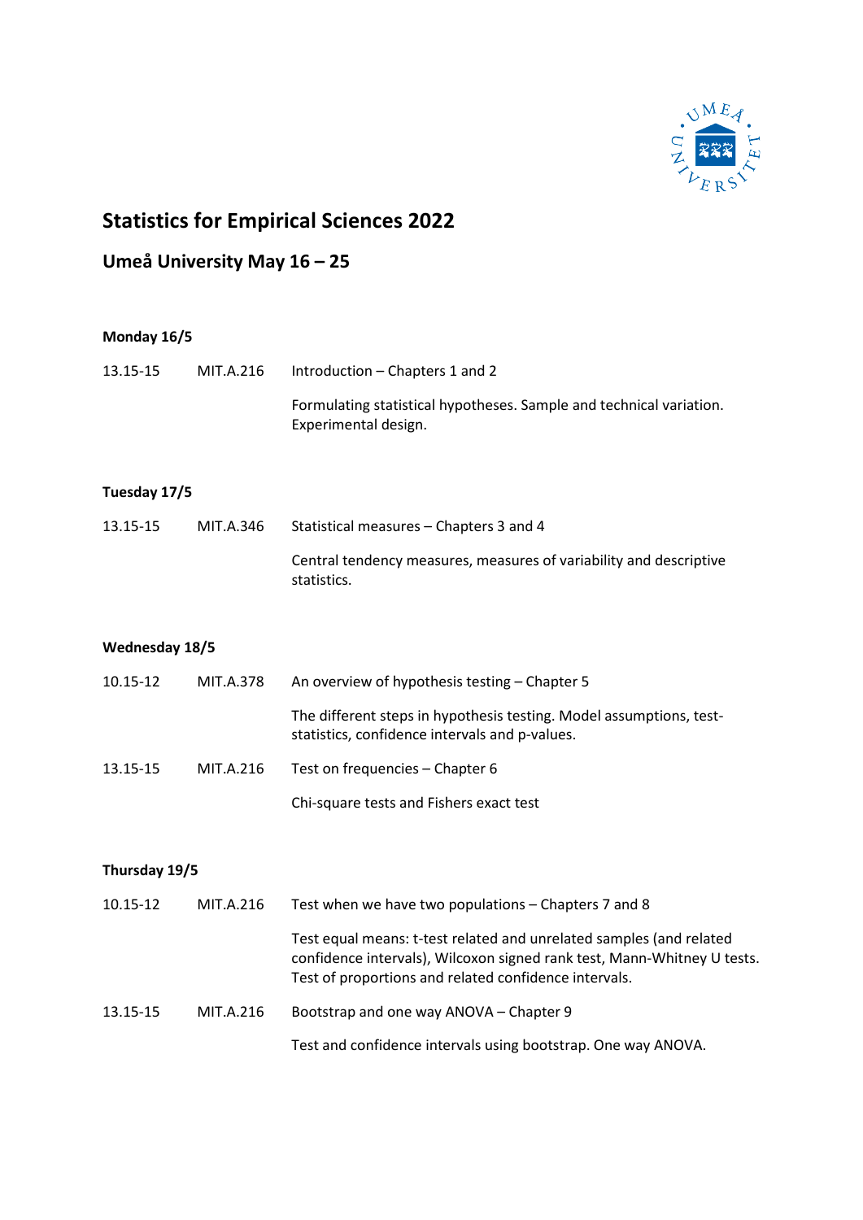# Statistics for Empirical Sciences 2022

## Umeå University May 16 – 25

**Monday 16/5**

13.15-15 MIT.A.216 Introduction – Chapters 1 and 2

Formulating statistical hypotheses. Sample and technical variation. Experimental design.

**Tuesday 17/5**

13.15-15 MIT.A.346 Statistical measures – Chapters 3 and 4

Central tendency measures, measures of variability and descriptive statistics.

**Wednesday 18/5**

10.15-12 MIT.A.378 An overview of hypothesis testing – Chapter 5

The different steps in hypothesis testing. Model assumptions, test-statistics, confidence intervals and p-values.

13.15-15 MIT.A.216 Test on frequencies – Chapter 6

Chi-square tests and Fishers exact test

**Thursday 19/5**

10.15-12 MIT.A.216 Test when we have two populations – Chapters 7 and 8

Test equal means: t-test related and unrelated samples (and related confidence intervals), Wilcoxon signed rank test, Mann-Whitney U tests. Test of proportions and related confidence intervals.

13.15-15 MIT.A.216 Bootstrap and one way ANOVA – Chapter 9

Test and confidence intervals using bootstrap. One way ANOVA.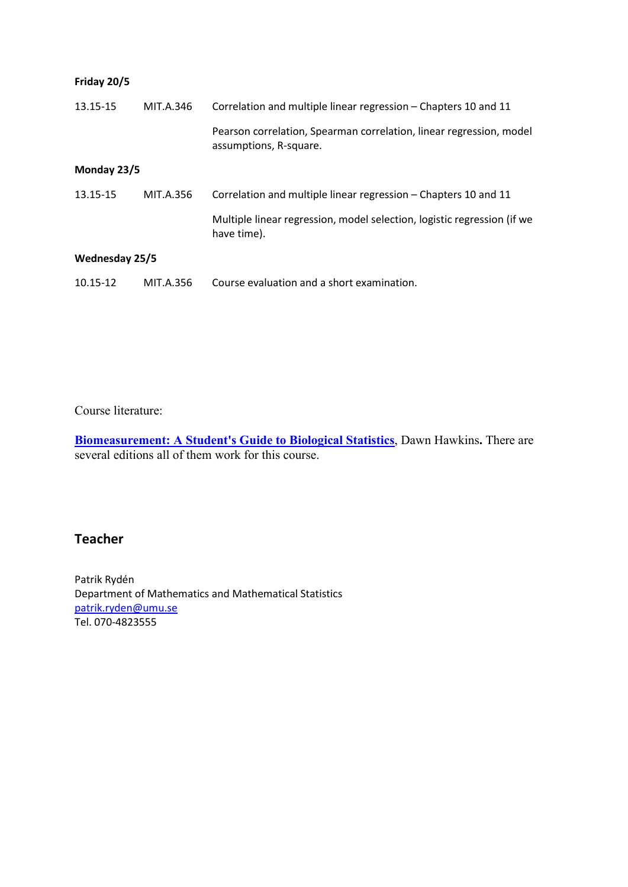**Friday 20/5**

| | | |
|---|---|---|
| 13.15-15 | MIT.A.346 | Correlation and multiple linear regression – Chapters 10 and 11 |
| | | Pearson correlation, Spearman correlation, linear regression, model assumptions, R-square. |

**Monday 23/5**

| | | |
|---|---|---|
| 13.15-15 | MIT.A.356 | Correlation and multiple linear regression – Chapters 10 and 11 |
| | | Multiple linear regression, model selection, logistic regression (if we have time). |

**Wednesday 25/5**

| | | |
|---|---|---|
| 10.15-12 | MIT.A.356 | Course evaluation and a short examination. |

Course literature:

**Biomeasurement: A Student's Guide to Biological Statistics**, Dawn Hawkins**.** There are several editions all of them work for this course.

## Teacher

Patrik Rydén
Department of Mathematics and Mathematical Statistics
patrik.ryden@umu.se
Tel. 070-4823555